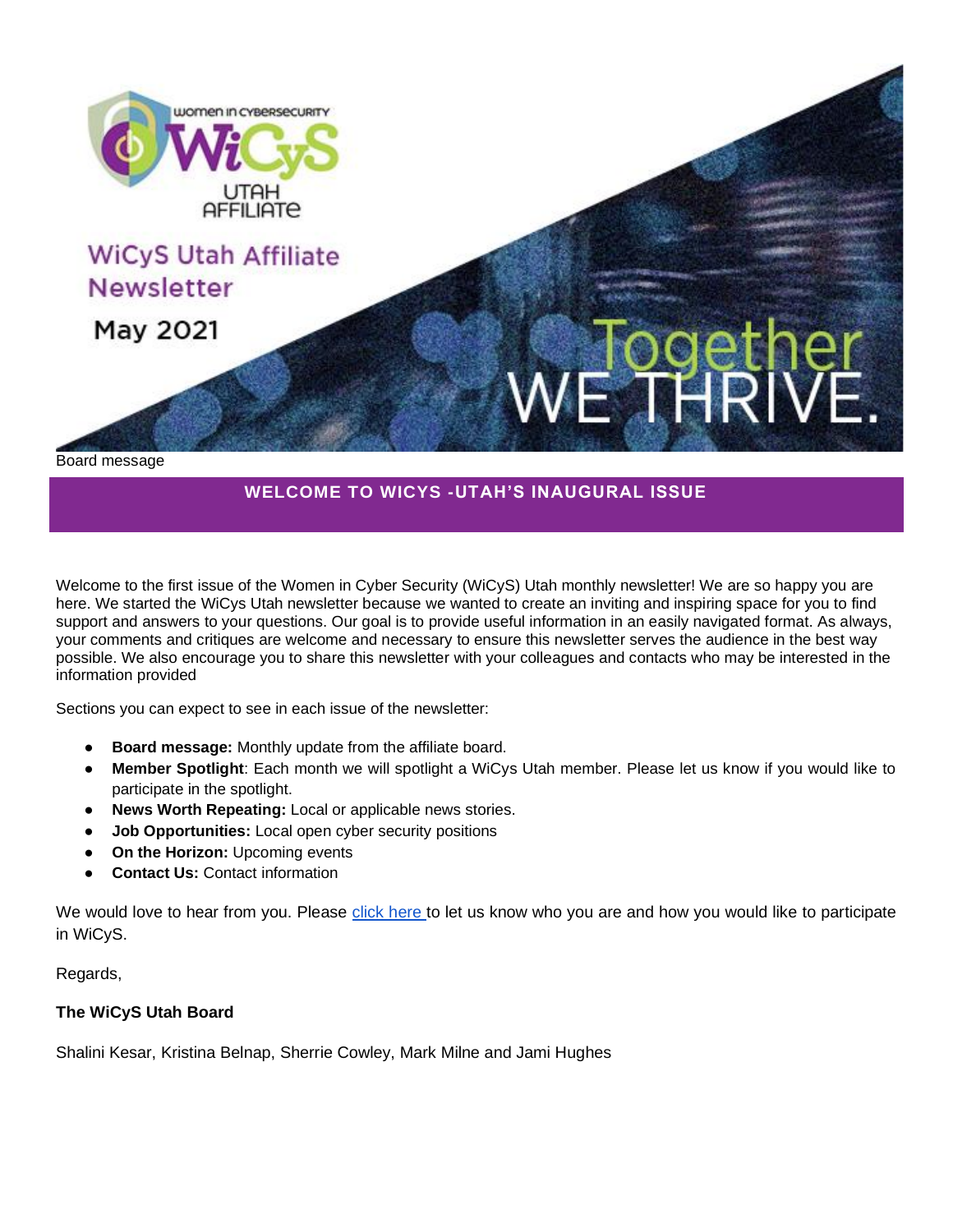# WiCyS Utah Affiliate Newsletter

May 2021

Together WE THRIVE.

Board message

## WELCOME TO WICYS -UTAH'S INAUGURAL ISSUE

Welcome to the first issue of the Women in Cyber Security (WiCyS) Utah monthly newsletter! We are so happy you are here. We started the WiCys Utah newsletter because we wanted to create an inviting and inspiring space for you to find support and answers to your questions. Our goal is to provide useful information in an easily navigated format. As always, your comments and critiques are welcome and necessary to ensure this newsletter serves the audience in the best way possible. We also encourage you to share this newsletter with your colleagues and contacts who may be interested in the information provided

Sections you can expect to see in each issue of the newsletter:

- **Board message:** Monthly update from the affiliate board.
- **Member Spotlight**: Each month we will spotlight a WiCys Utah member. Please let us know if you would like to participate in the spotlight.
- **News Worth Repeating:** Local or applicable news stories.
- **Job Opportunities:** Local open cyber security positions
- **On the Horizon:** Upcoming events
- **Contact Us:** Contact information

We would love to hear from you. Please click here to let us know who you are and how you would like to participate in WiCyS.

Regards,

**The WiCyS Utah Board**

Shalini Kesar, Kristina Belnap, Sherrie Cowley, Mark Milne and Jami Hughes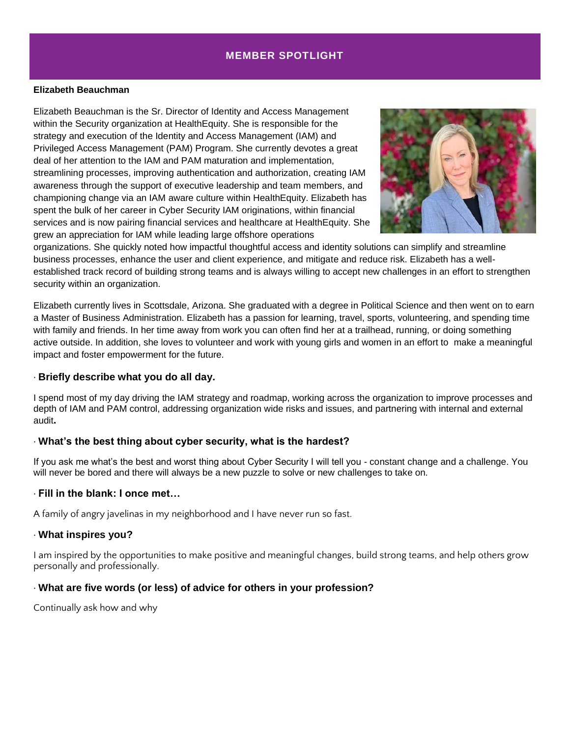# MEMBER SPOTLIGHT

**Elizabeth Beauchman**

Elizabeth Beauchman is the Sr. Director of Identity and Access Management within the Security organization at HealthEquity. She is responsible for the strategy and execution of the Identity and Access Management (IAM) and Privileged Access Management (PAM) Program. She currently devotes a great deal of her attention to the IAM and PAM maturation and implementation, streamlining processes, improving authentication and authorization, creating IAM awareness through the support of executive leadership and team members, and championing change via an IAM aware culture within HealthEquity. Elizabeth has spent the bulk of her career in Cyber Security IAM originations, within financial services and is now pairing financial services and healthcare at HealthEquity. She grew an appreciation for IAM while leading large offshore operations organizations. She quickly noted how impactful thoughtful access and identity solutions can simplify and streamline business processes, enhance the user and client experience, and mitigate and reduce risk. Elizabeth has a well-established track record of building strong teams and is always willing to accept new challenges in an effort to strengthen security within an organization.

Elizabeth currently lives in Scottsdale, Arizona. She graduated with a degree in Political Science and then went on to earn a Master of Business Administration. Elizabeth has a passion for learning, travel, sports, volunteering, and spending time with family and friends. In her time away from work you can often find her at a trailhead, running, or doing something active outside. In addition, she loves to volunteer and work with young girls and women in an effort to make a meaningful impact and foster empowerment for the future.

- **Briefly describe what you do all day.**

I spend most of my day driving the IAM strategy and roadmap, working across the organization to improve processes and depth of IAM and PAM control, addressing organization wide risks and issues, and partnering with internal and external audit**.**

- **What's the best thing about cyber security, what is the hardest?**

If you ask me what's the best and worst thing about Cyber Security I will tell you - constant change and a challenge. You will never be bored and there will always be a new puzzle to solve or new challenges to take on.

- **Fill in the blank: I once met…**

A family of angry javelinas in my neighborhood and I have never run so fast.

- **What inspires you?**

I am inspired by the opportunities to make positive and meaningful changes, build strong teams, and help others grow personally and professionally.

- **What are five words (or less) of advice for others in your profession?**

Continually ask how and why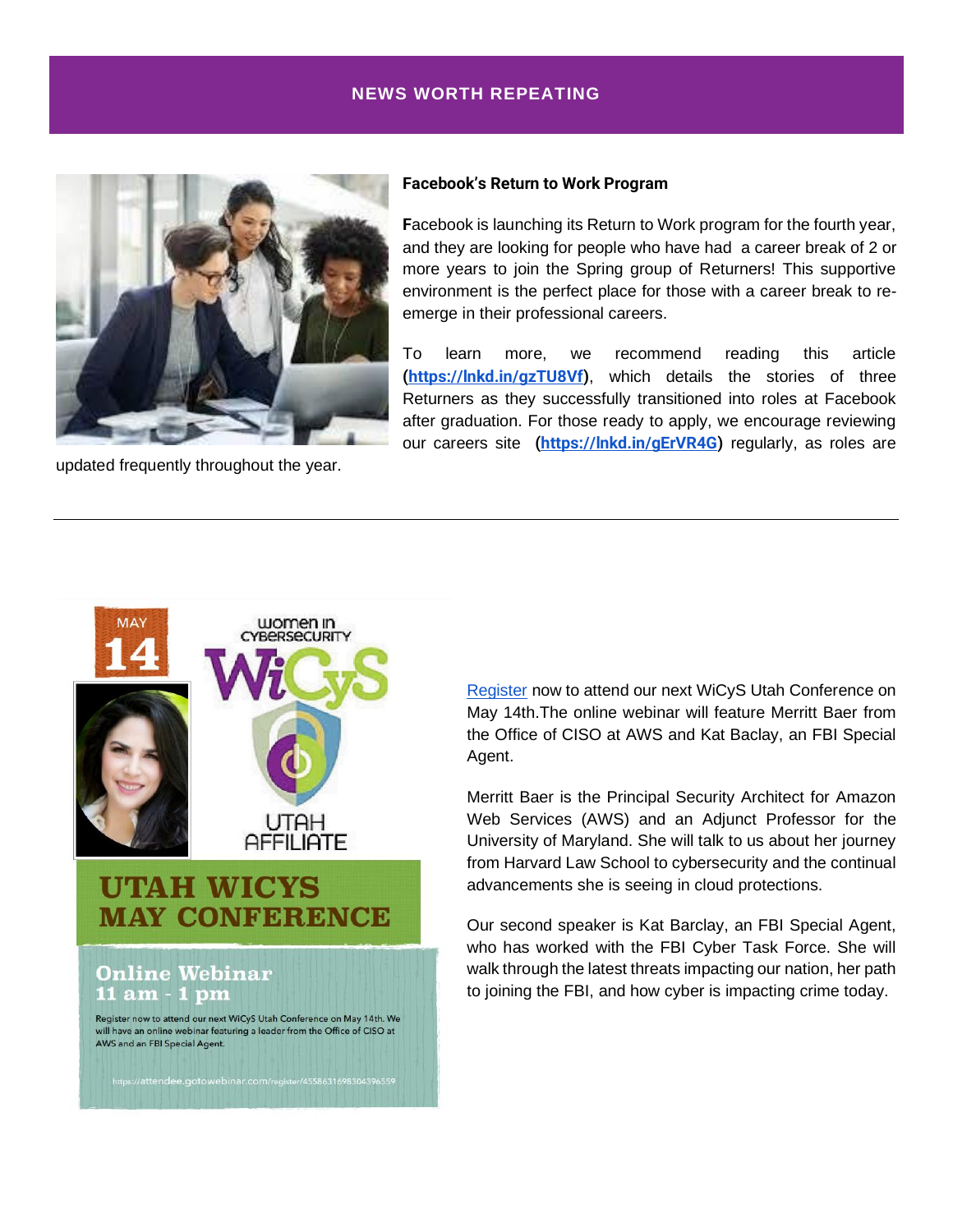## NEWS WORTH REPEATING

**Facebook's Return to Work Program**

**F**acebook is launching its Return to Work program for the fourth year, and they are looking for people who have had a career break of 2 or more years to join the Spring group of Returners! This supportive environment is the perfect place for those with a career break to re-emerge in their professional careers.

To learn more, we recommend reading this article (**https://lnkd.in/gzTU8Vf**), which details the stories of three Returners as they successfully transitioned into roles at Facebook after graduation. For those ready to apply, we encourage reviewing our careers site (**https://lnkd.in/gErVR4G**) regularly, as roles are updated frequently throughout the year.

---

MAY 14

women in CYBERSECURITY

WiCyS

UTAH AFFILIATE

**UTAH WICYS MAY CONFERENCE**

**Online Webinar 11 am - 1 pm**

Register now to attend our next WiCyS Utah Conference on May 14th. We will have an online webinar featuring a leader from the Office of CISO at AWS and an FBI Special Agent.

https://attendee.gotowebinar.com/register/4558631698304396559

Register now to attend our next WiCyS Utah Conference on May 14th.The online webinar will feature Merritt Baer from the Office of CISO at AWS and Kat Baclay, an FBI Special Agent.

Merritt Baer is the Principal Security Architect for Amazon Web Services (AWS) and an Adjunct Professor for the University of Maryland. She will talk to us about her journey from Harvard Law School to cybersecurity and the continual advancements she is seeing in cloud protections.

Our second speaker is Kat Barclay, an FBI Special Agent, who has worked with the FBI Cyber Task Force. She will walk through the latest threats impacting our nation, her path to joining the FBI, and how cyber is impacting crime today.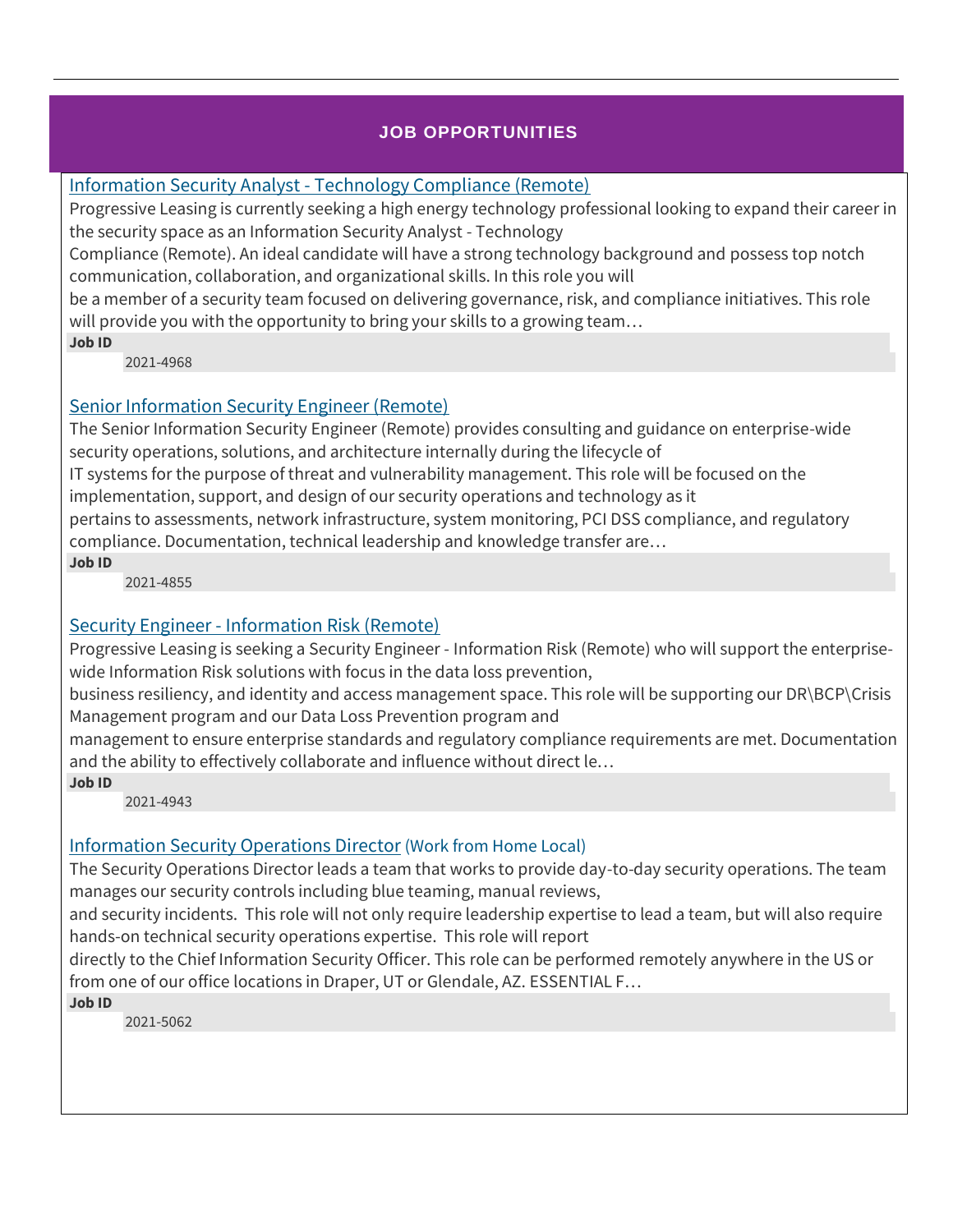## JOB OPPORTUNITIES

[Information Security Analyst - Technology Compliance (Remote)]

Progressive Leasing is currently seeking a high energy technology professional looking to expand their career in the security space as an Information Security Analyst - Technology Compliance (Remote). An ideal candidate will have a strong technology background and possess top notch communication, collaboration, and organizational skills. In this role you will be a member of a security team focused on delivering governance, risk, and compliance initiatives. This role will provide you with the opportunity to bring your skills to a growing team…

**Job ID**

2021-4968

[Senior Information Security Engineer (Remote)]

The Senior Information Security Engineer (Remote) provides consulting and guidance on enterprise-wide security operations, solutions, and architecture internally during the lifecycle of IT systems for the purpose of threat and vulnerability management. This role will be focused on the implementation, support, and design of our security operations and technology as it pertains to assessments, network infrastructure, system monitoring, PCI DSS compliance, and regulatory compliance. Documentation, technical leadership and knowledge transfer are…

**Job ID**

2021-4855

[Security Engineer - Information Risk (Remote)]

Progressive Leasing is seeking a Security Engineer - Information Risk (Remote) who will support the enterprise-wide Information Risk solutions with focus in the data loss prevention, business resiliency, and identity and access management space. This role will be supporting our DR\BCP\Crisis Management program and our Data Loss Prevention program and management to ensure enterprise standards and regulatory compliance requirements are met. Documentation and the ability to effectively collaborate and influence without direct le…

**Job ID**

2021-4943

[Information Security Operations Director] (Work from Home Local)

The Security Operations Director leads a team that works to provide day-to-day security operations. The team manages our security controls including blue teaming, manual reviews, and security incidents. This role will not only require leadership expertise to lead a team, but will also require hands-on technical security operations expertise. This role will report directly to the Chief Information Security Officer. This role can be performed remotely anywhere in the US or from one of our office locations in Draper, UT or Glendale, AZ. ESSENTIAL F…

**Job ID**

2021-5062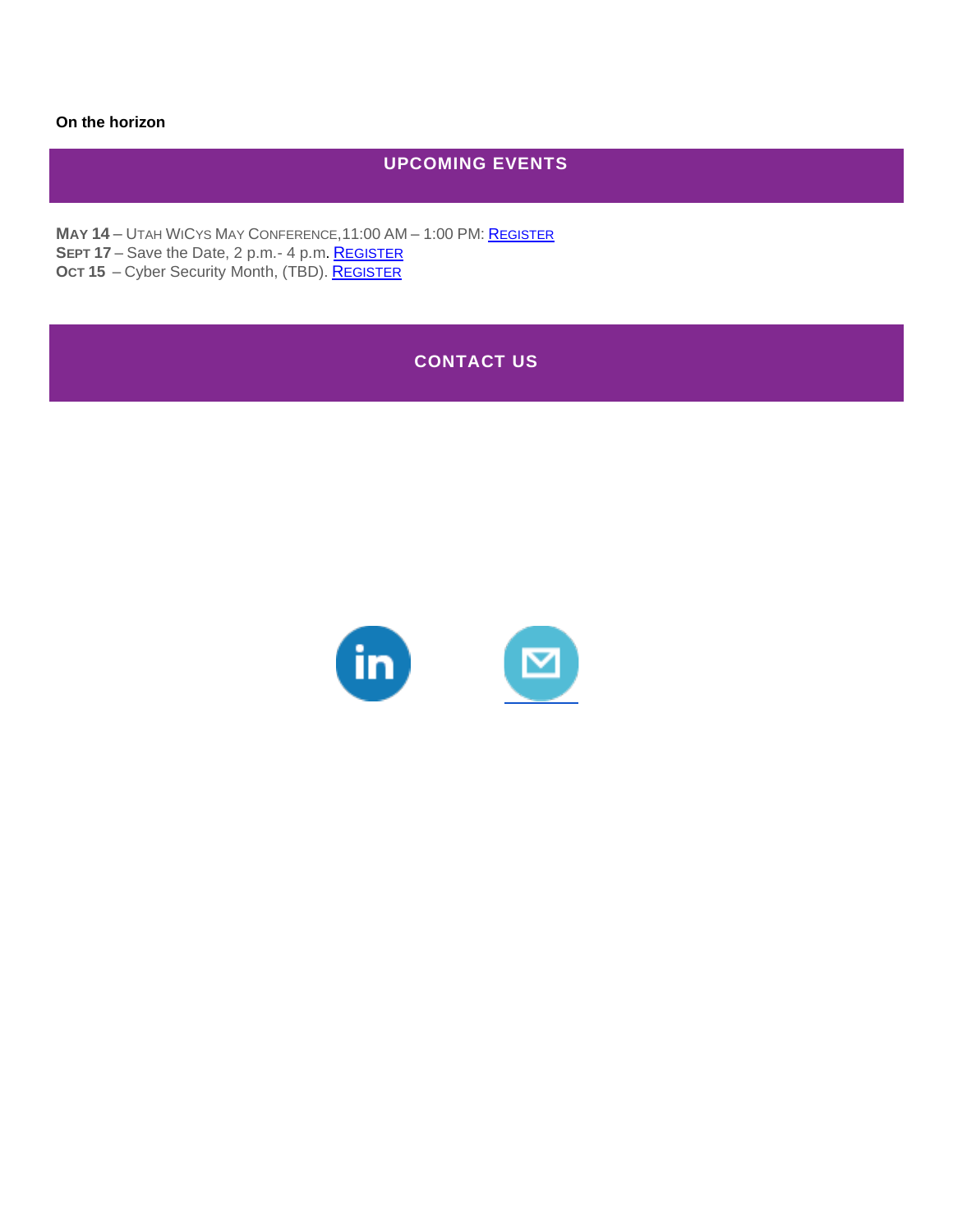**On the horizon**

## UPCOMING EVENTS

**MAY 14** – UTAH WICYS MAY CONFERENCE,11:00 AM – 1:00 PM: REGISTER
**SEPT 17** – Save the Date, 2 p.m.- 4 p.m. REGISTER
**OCT 15** – Cyber Security Month, (TBD). REGISTER

## CONTACT US